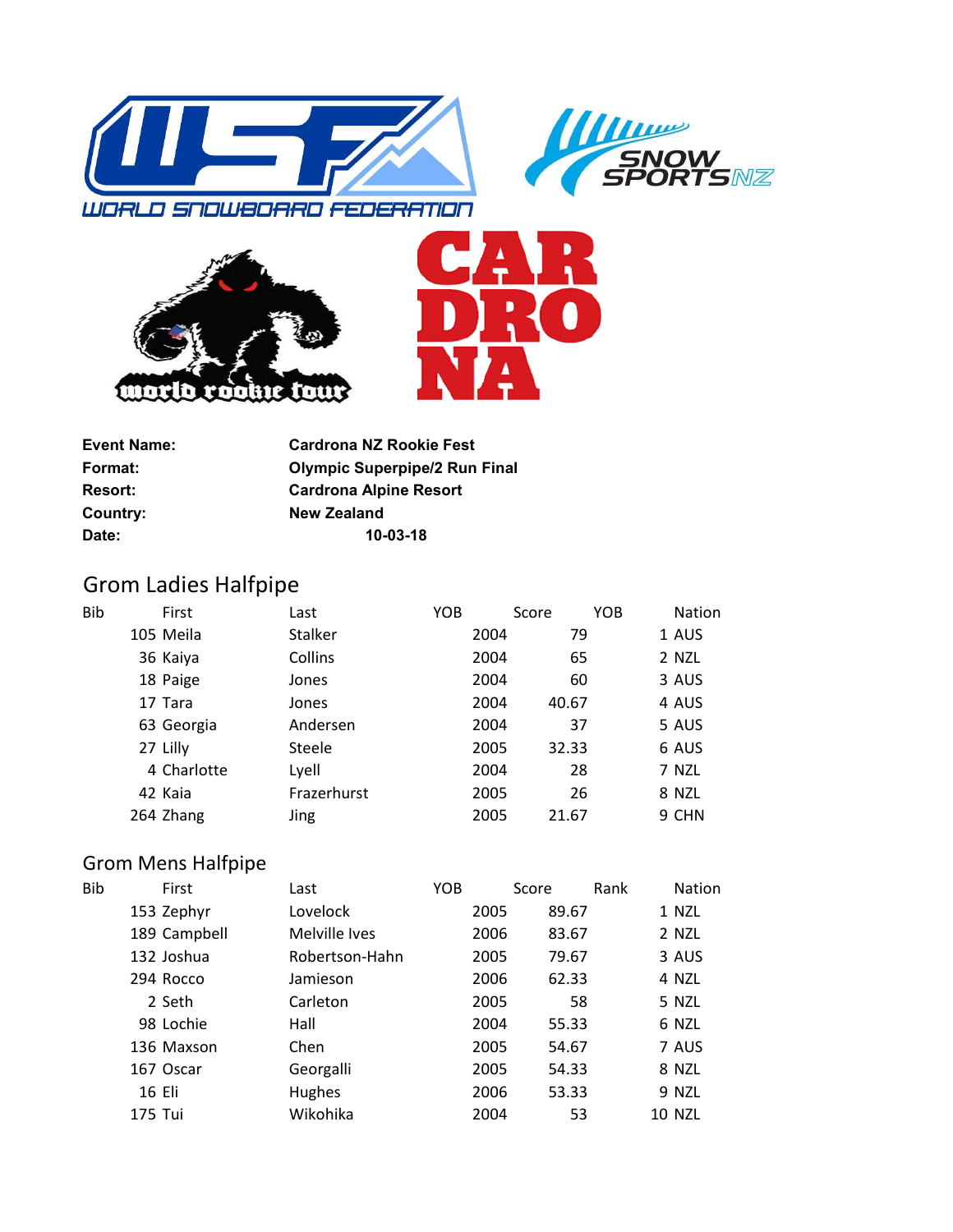| | |
|---|---|
| **Event Name:** | **Cardrona NZ Rookie Fest** |
| **Format:** | **Olympic Superpipe/2 Run Final** |
| **Resort:** | **Cardrona Alpine Resort** |
| **Country:** | **New Zealand** |
| **Date:** | **10-03-18** |

## Grom Ladies Halfpipe

| Bib | First | Last | YOB | Score | YOB | Nation |
|---|---|---|---|---|---|---|
| 105 | Meila | Stalker | 2004 | 79 | 1 | AUS |
| 36 | Kaiya | Collins | 2004 | 65 | 2 | NZL |
| 18 | Paige | Jones | 2004 | 60 | 3 | AUS |
| 17 | Tara | Jones | 2004 | 40.67 | 4 | AUS |
| 63 | Georgia | Andersen | 2004 | 37 | 5 | AUS |
| 27 | Lilly | Steele | 2005 | 32.33 | 6 | AUS |
| 4 | Charlotte | Lyell | 2004 | 28 | 7 | NZL |
| 42 | Kaia | Frazerhurst | 2005 | 26 | 8 | NZL |
| 264 | Zhang | Jing | 2005 | 21.67 | 9 | CHN |

## Grom Mens Halfpipe

| Bib | First | Last | YOB | Score | Rank | Nation |
|---|---|---|---|---|---|---|
| 153 | Zephyr | Lovelock | 2005 | 89.67 | 1 | NZL |
| 189 | Campbell | Melville Ives | 2006 | 83.67 | 2 | NZL |
| 132 | Joshua | Robertson-Hahn | 2005 | 79.67 | 3 | AUS |
| 294 | Rocco | Jamieson | 2006 | 62.33 | 4 | NZL |
| 2 | Seth | Carleton | 2005 | 58 | 5 | NZL |
| 98 | Lochie | Hall | 2004 | 55.33 | 6 | NZL |
| 136 | Maxson | Chen | 2005 | 54.67 | 7 | AUS |
| 167 | Oscar | Georgalli | 2005 | 54.33 | 8 | NZL |
| 16 | Eli | Hughes | 2006 | 53.33 | 9 | NZL |
| 175 | Tui | Wikohika | 2004 | 53 | 10 | NZL |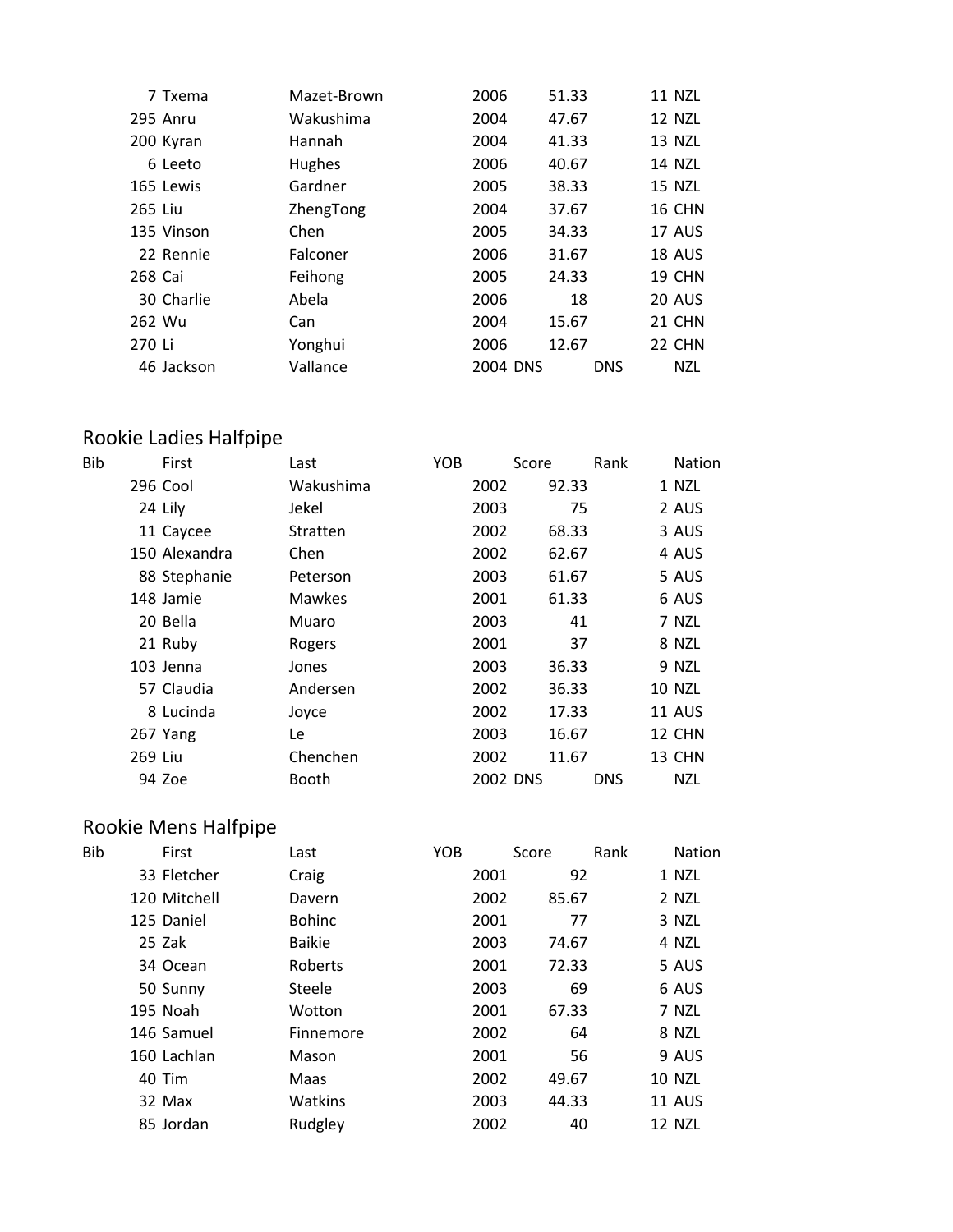| Bib | First | Last | YOB | Score | Rank | Nation |
|---|---|---|---|---|---|---|
| 7 | Txema | Mazet-Brown | 2006 | 51.33 | 11 | NZL |
| 295 | Anru | Wakushima | 2004 | 47.67 | 12 | NZL |
| 200 | Kyran | Hannah | 2004 | 41.33 | 13 | NZL |
| 6 | Leeto | Hughes | 2006 | 40.67 | 14 | NZL |
| 165 | Lewis | Gardner | 2005 | 38.33 | 15 | NZL |
| 265 | Liu | ZhengTong | 2004 | 37.67 | 16 | CHN |
| 135 | Vinson | Chen | 2005 | 34.33 | 17 | AUS |
| 22 | Rennie | Falconer | 2006 | 31.67 | 18 | AUS |
| 268 | Cai | Feihong | 2005 | 24.33 | 19 | CHN |
| 30 | Charlie | Abela | 2006 | 18 | 20 | AUS |
| 262 | Wu | Can | 2004 | 15.67 | 21 | CHN |
| 270 | Li | Yonghui | 2006 | 12.67 | 22 | CHN |
| 46 | Jackson | Vallance | 2004 | DNS | DNS | NZL |

## Rookie Ladies Halfpipe

| Bib | First | Last | YOB | Score | Rank | Nation |
|---|---|---|---|---|---|---|
| 296 | Cool | Wakushima | 2002 | 92.33 | 1 | NZL |
| 24 | Lily | Jekel | 2003 | 75 | 2 | AUS |
| 11 | Caycee | Stratten | 2002 | 68.33 | 3 | AUS |
| 150 | Alexandra | Chen | 2002 | 62.67 | 4 | AUS |
| 88 | Stephanie | Peterson | 2003 | 61.67 | 5 | AUS |
| 148 | Jamie | Mawkes | 2001 | 61.33 | 6 | AUS |
| 20 | Bella | Muaro | 2003 | 41 | 7 | NZL |
| 21 | Ruby | Rogers | 2001 | 37 | 8 | NZL |
| 103 | Jenna | Jones | 2003 | 36.33 | 9 | NZL |
| 57 | Claudia | Andersen | 2002 | 36.33 | 10 | NZL |
| 8 | Lucinda | Joyce | 2002 | 17.33 | 11 | AUS |
| 267 | Yang | Le | 2003 | 16.67 | 12 | CHN |
| 269 | Liu | Chenchen | 2002 | 11.67 | 13 | CHN |
| 94 | Zoe | Booth | 2002 | DNS | DNS | NZL |

## Rookie Mens Halfpipe

| Bib | First | Last | YOB | Score | Rank | Nation |
|---|---|---|---|---|---|---|
| 33 | Fletcher | Craig | 2001 | 92 | 1 | NZL |
| 120 | Mitchell | Davern | 2002 | 85.67 | 2 | NZL |
| 125 | Daniel | Bohinc | 2001 | 77 | 3 | NZL |
| 25 | Zak | Baikie | 2003 | 74.67 | 4 | NZL |
| 34 | Ocean | Roberts | 2001 | 72.33 | 5 | AUS |
| 50 | Sunny | Steele | 2003 | 69 | 6 | AUS |
| 195 | Noah | Wotton | 2001 | 67.33 | 7 | NZL |
| 146 | Samuel | Finnemore | 2002 | 64 | 8 | NZL |
| 160 | Lachlan | Mason | 2001 | 56 | 9 | AUS |
| 40 | Tim | Maas | 2002 | 49.67 | 10 | NZL |
| 32 | Max | Watkins | 2003 | 44.33 | 11 | AUS |
| 85 | Jordan | Rudgley | 2002 | 40 | 12 | NZL |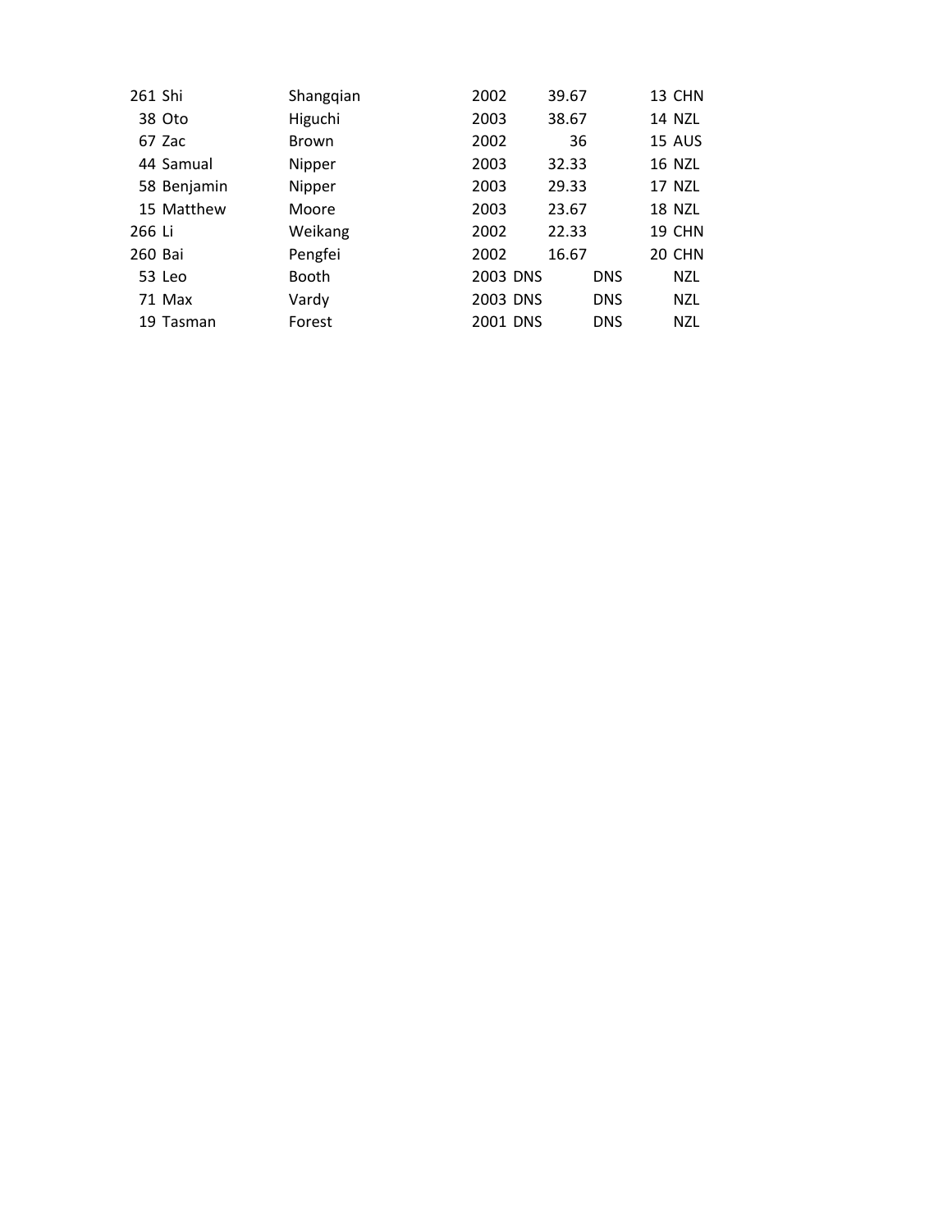| | | | | | | |
|---|---|---|---|---|---|---|
| 261 | Shi | Shangqian | 2002 | 39.67 | 13 | CHN |
| 38 | Oto | Higuchi | 2003 | 38.67 | 14 | NZL |
| 67 | Zac | Brown | 2002 | 36 | 15 | AUS |
| 44 | Samual | Nipper | 2003 | 32.33 | 16 | NZL |
| 58 | Benjamin | Nipper | 2003 | 29.33 | 17 | NZL |
| 15 | Matthew | Moore | 2003 | 23.67 | 18 | NZL |
| 266 | Li | Weikang | 2002 | 22.33 | 19 | CHN |
| 260 | Bai | Pengfei | 2002 | 16.67 | 20 | CHN |
| 53 | Leo | Booth | 2003 | DNS | DNS | NZL |
| 71 | Max | Vardy | 2003 | DNS | DNS | NZL |
| 19 | Tasman | Forest | 2001 | DNS | DNS | NZL |